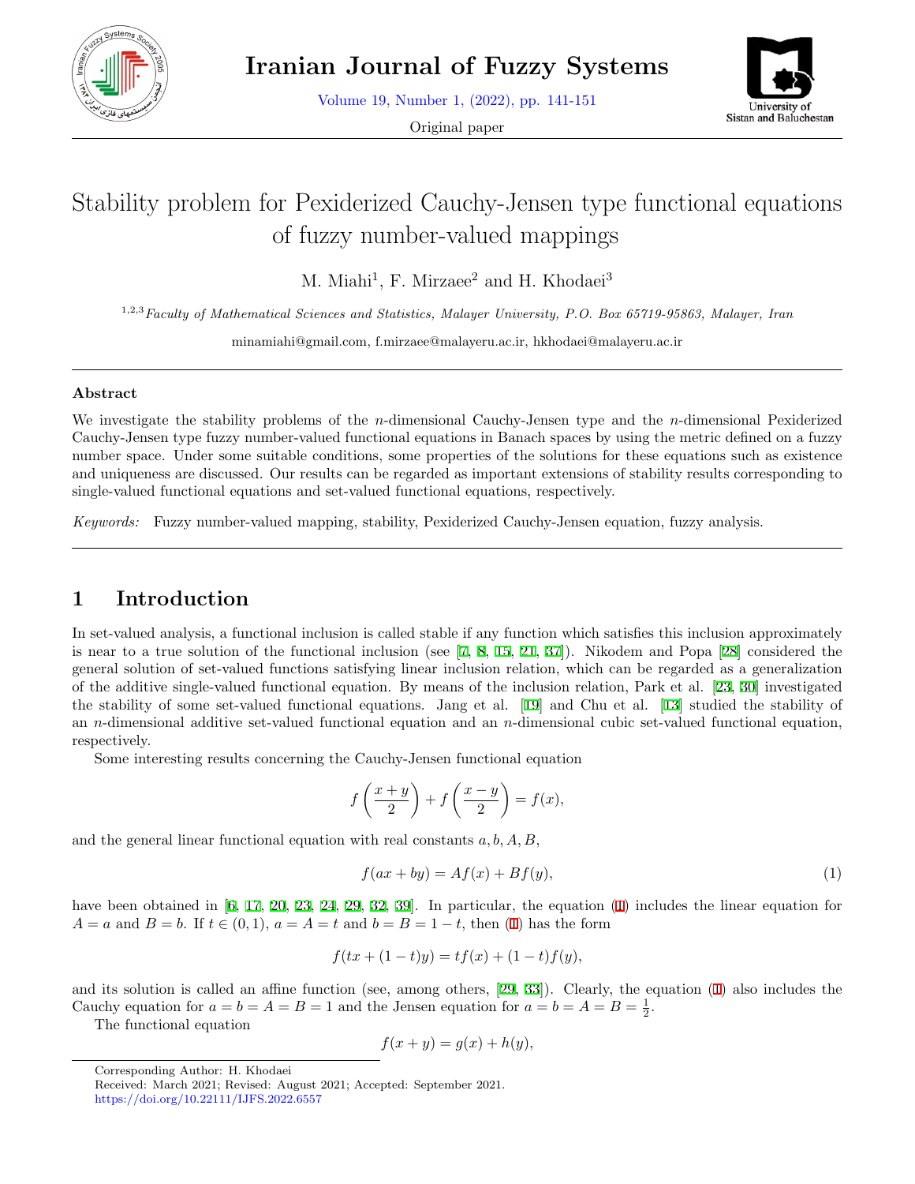# Stability problem for Pexiderized Cauchy-Jensen type functional equations of fuzzy number-valued mappings

M. Miahi[1], F. Mirzaee[2] and H. Khodaei[3]

[1,2,3]*Faculty of Mathematical Sciences and Statistics, Malayer University, P.O. Box 65719-95863, Malayer, Iran*

minamiahi@gmail.com, f.mirzaee@malayeru.ac.ir, hkhodaei@malayeru.ac.ir

### Abstract

We investigate the stability problems of the $n$-dimensional Cauchy-Jensen type and the $n$-dimensional Pexiderized Cauchy-Jensen type fuzzy number-valued functional equations in Banach spaces by using the metric defined on a fuzzy number space. Under some suitable conditions, some properties of the solutions for these equations such as existence and uniqueness are discussed. Our results can be regarded as important extensions of stability results corresponding to single-valued functional equations and set-valued functional equations, respectively.

*Keywords:* Fuzzy number-valued mapping, stability, Pexiderized Cauchy-Jensen equation, fuzzy analysis.

## 1 Introduction

In set-valued analysis, a functional inclusion is called stable if any function which satisfies this inclusion approximately is near to a true solution of the functional inclusion (see [7, 8, 15, 21, 37]). Nikodem and Popa [28] considered the general solution of set-valued functions satisfying linear inclusion relation, which can be regarded as a generalization of the additive single-valued functional equation. By means of the inclusion relation, Park et al. [23, 30] investigated the stability of some set-valued functional equations. Jang et al. [19] and Chu et al. [13] studied the stability of an $n$-dimensional additive set-valued functional equation and an $n$-dimensional cubic set-valued functional equation, respectively.

Some interesting results concerning the Cauchy-Jensen functional equation

$$f\left(\frac{x+y}{2}\right) + f\left(\frac{x-y}{2}\right) = f(x),$$

and the general linear functional equation with real constants $a, b, A, B$,

$$f(ax + by) = Af(x) + Bf(y), \tag{1}$$

have been obtained in [6, 17, 20, 23, 24, 29, 32, 39]. In particular, the equation (1) includes the linear equation for $A = a$ and $B = b$. If $t \in (0, 1)$, $a = A = t$ and $b = B = 1 - t$, then (1) has the form

$$f(tx + (1-t)y) = tf(x) + (1-t)f(y),$$

and its solution is called an affine function (see, among others, [29, 33]). Clearly, the equation (1) also includes the Cauchy equation for $a = b = A = B = 1$ and the Jensen equation for $a = b = A = B = \frac{1}{2}$.

The functional equation

$$f(x + y) = g(x) + h(y),$$

Corresponding Author: H. Khodaei
Received: March 2021; Revised: August 2021; Accepted: September 2021.
https://doi.org/10.22111/IJFS.2022.6557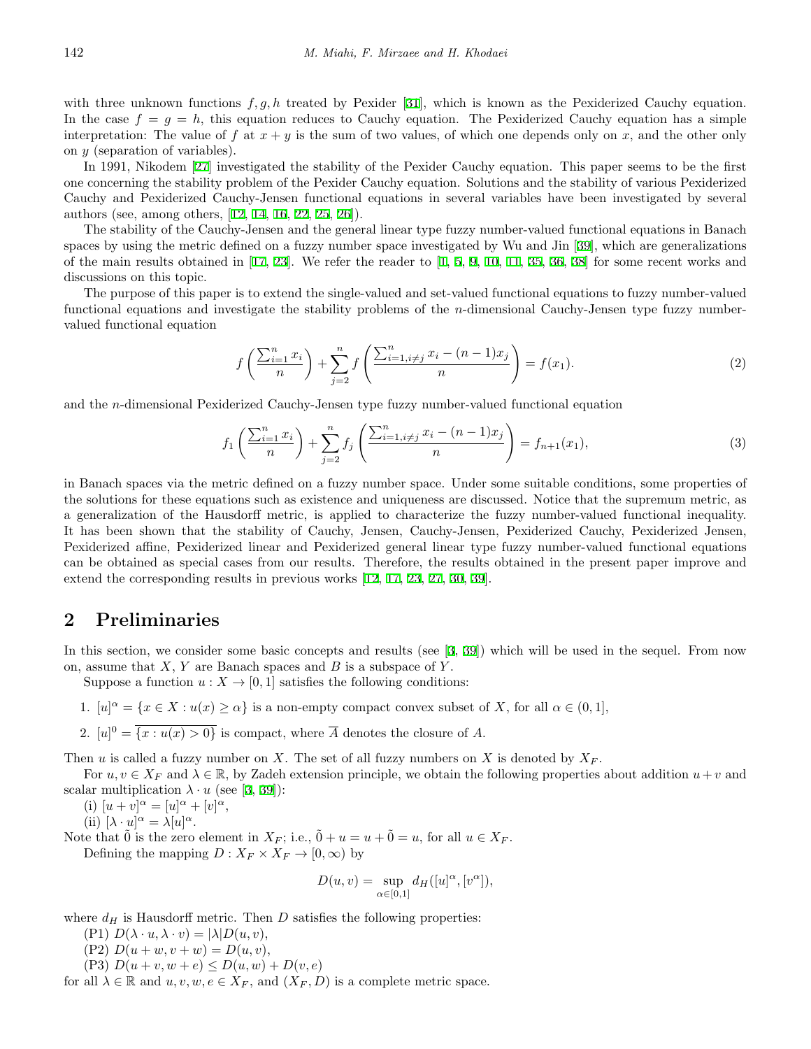with three unknown functions $f, g, h$ treated by Pexider [31], which is known as the Pexiderized Cauchy equation. In the case $f = g = h$, this equation reduces to Cauchy equation. The Pexiderized Cauchy equation has a simple interpretation: The value of $f$ at $x + y$ is the sum of two values, of which one depends only on $x$, and the other only on $y$ (separation of variables).

In 1991, Nikodem [27] investigated the stability of the Pexider Cauchy equation. This paper seems to be the first one concerning the stability problem of the Pexider Cauchy equation. Solutions and the stability of various Pexiderized Cauchy and Pexiderized Cauchy-Jensen functional equations in several variables have been investigated by several authors (see, among others, [12, 14, 16, 22, 25, 26]).

The stability of the Cauchy-Jensen and the general linear type fuzzy number-valued functional equations in Banach spaces by using the metric defined on a fuzzy number space investigated by Wu and Jin [39], which are generalizations of the main results obtained in [17, 23]. We refer the reader to [1, 5, 9, 10, 11, 35, 36, 38] for some recent works and discussions on this topic.

The purpose of this paper is to extend the single-valued and set-valued functional equations to fuzzy number-valued functional equations and investigate the stability problems of the $n$-dimensional Cauchy-Jensen type fuzzy number-valued functional equation

$$f\left(\frac{\sum_{i=1}^{n} x_i}{n}\right) + \sum_{j=2}^{n} f\left(\frac{\sum_{i=1, i\neq j}^{n} x_i - (n-1)x_j}{n}\right) = f(x_1). \tag{2}$$

and the $n$-dimensional Pexiderized Cauchy-Jensen type fuzzy number-valued functional equation

$$f_1\left(\frac{\sum_{i=1}^{n} x_i}{n}\right) + \sum_{j=2}^{n} f_j\left(\frac{\sum_{i=1, i\neq j}^{n} x_i - (n-1)x_j}{n}\right) = f_{n+1}(x_1), \tag{3}$$

in Banach spaces via the metric defined on a fuzzy number space. Under some suitable conditions, some properties of the solutions for these equations such as existence and uniqueness are discussed. Notice that the supremum metric, as a generalization of the Hausdorff metric, is applied to characterize the fuzzy number-valued functional inequality. It has been shown that the stability of Cauchy, Jensen, Cauchy-Jensen, Pexiderized Cauchy, Pexiderized Jensen, Pexiderized affine, Pexiderized linear and Pexiderized general linear type fuzzy number-valued functional equations can be obtained as special cases from our results. Therefore, the results obtained in the present paper improve and extend the corresponding results in previous works [12, 17, 23, 27, 30, 39].

## 2 Preliminaries

In this section, we consider some basic concepts and results (see [3, 39]) which will be used in the sequel. From now on, assume that $X$, $Y$ are Banach spaces and $B$ is a subspace of $Y$.

Suppose a function $u : X \to [0, 1]$ satisfies the following conditions:

1. $[u]^\alpha = \{x \in X : u(x) \geq \alpha\}$ is a non-empty compact convex subset of $X$, for all $\alpha \in (0, 1]$,
2. $[u]^0 = \overline{\{x : u(x) > 0\}}$ is compact, where $\overline{A}$ denotes the closure of $A$.

Then $u$ is called a fuzzy number on $X$. The set of all fuzzy numbers on $X$ is denoted by $X_F$.

For $u, v \in X_F$ and $\lambda \in \mathbb{R}$, by Zadeh extension principle, we obtain the following properties about addition $u + v$ and scalar multiplication $\lambda \cdot u$ (see [3, 39]):

(i) $[u + v]^\alpha = [u]^\alpha + [v]^\alpha$,

(ii) $[\lambda \cdot u]^\alpha = \lambda [u]^\alpha$.

Note that $\tilde{0}$ is the zero element in $X_F$; i.e., $\tilde{0} + u = u + \tilde{0} = u$, for all $u \in X_F$.

Defining the mapping $D : X_F \times X_F \to [0, \infty)$ by

$$D(u, v) = \sup_{\alpha \in [0,1]} d_H([u]^\alpha, [v^\alpha]),$$

where $d_H$ is Hausdorff metric. Then $D$ satisfies the following properties:

(P1) $D(\lambda \cdot u, \lambda \cdot v) = |\lambda| D(u, v)$,

(P2) $D(u + w, v + w) = D(u, v)$,

(P3) $D(u + v, w + e) \leq D(u, w) + D(v, e)$

for all $\lambda \in \mathbb{R}$ and $u, v, w, e \in X_F$, and $(X_F, D)$ is a complete metric space.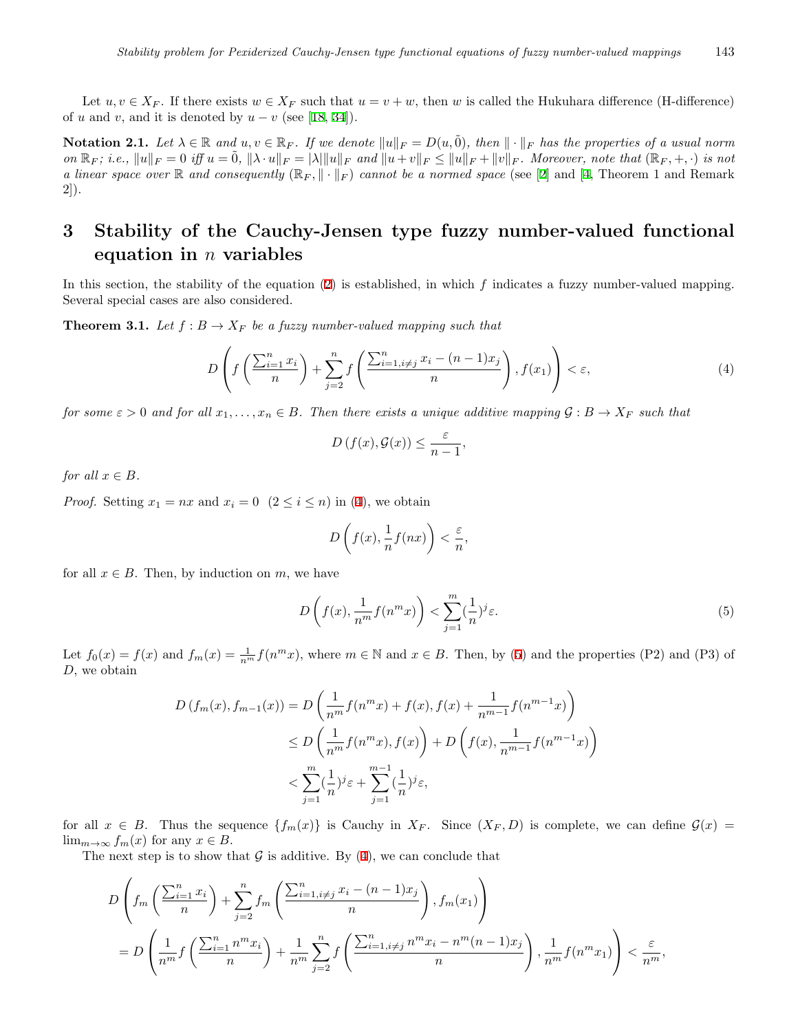Let $u, v \in X_F$. If there exists $w \in X_F$ such that $u = v + w$, then $w$ is called the Hukuhara difference (H-difference) of $u$ and $v$, and it is denoted by $u - v$ (see [18, 34]).

**Notation 2.1.** *Let $\lambda \in \mathbb{R}$ and $u, v \in \mathbb{R}_F$. If we denote $\|u\|_F = D(u, \tilde{0})$, then $\|\cdot\|_F$ has the properties of a usual norm on $\mathbb{R}_F$; i.e., $\|u\|_F = 0$ iff $u = \tilde{0}$, $\|\lambda \cdot u\|_F = |\lambda|\|u\|_F$ and $\|u+v\|_F \leq \|u\|_F + \|v\|_F$. Moreover, note that $(\mathbb{R}_F, +, \cdot)$ is not a linear space over $\mathbb{R}$ and consequently $(\mathbb{R}_F, \|\cdot\|_F)$ cannot be a normed space* (see [2] and [4, Theorem 1 and Remark 2]).

# 3 Stability of the Cauchy-Jensen type fuzzy number-valued functional equation in $n$ variables

In this section, the stability of the equation (2) is established, in which $f$ indicates a fuzzy number-valued mapping. Several special cases are also considered.

**Theorem 3.1.** *Let $f : B \to X_F$ be a fuzzy number-valued mapping such that*

$$D\left(f\left(\frac{\sum_{i=1}^{n} x_i}{n}\right) + \sum_{j=2}^{n} f\left(\frac{\sum_{i=1, i\neq j}^{n} x_i - (n-1)x_j}{n}\right), f(x_1)\right) < \varepsilon, \tag{4}$$

*for some $\varepsilon > 0$ and for all $x_1, \ldots, x_n \in B$. Then there exists a unique additive mapping $\mathcal{G} : B \to X_F$ such that*

$$D\left(f(x), \mathcal{G}(x)\right) \leq \frac{\varepsilon}{n-1},$$

*for all $x \in B$.*

*Proof.* Setting $x_1 = nx$ and $x_i = 0 \ \ (2 \leq i \leq n)$ in (4), we obtain

$$D\left(f(x), \frac{1}{n} f(nx)\right) < \frac{\varepsilon}{n},$$

for all $x \in B$. Then, by induction on $m$, we have

$$D\left(f(x), \frac{1}{n^m} f(n^m x)\right) < \sum_{j=1}^{m} (\frac{1}{n})^j \varepsilon. \tag{5}$$

Let $f_0(x) = f(x)$ and $f_m(x) = \frac{1}{n^m} f(n^m x)$, where $m \in \mathbb{N}$ and $x \in B$. Then, by (5) and the properties (P2) and (P3) of $D$, we obtain

$$\begin{aligned}
D\left(f_m(x), f_{m-1}(x)\right) &= D\left(\frac{1}{n^m} f(n^m x) + f(x), f(x) + \frac{1}{n^{m-1}} f(n^{m-1} x)\right) \\
&\leq D\left(\frac{1}{n^m} f(n^m x), f(x)\right) + D\left(f(x), \frac{1}{n^{m-1}} f(n^{m-1} x)\right) \\
&< \sum_{j=1}^{m} (\frac{1}{n})^j \varepsilon + \sum_{j=1}^{m-1} (\frac{1}{n})^j \varepsilon,
\end{aligned}$$

for all $x \in B$. Thus the sequence $\{f_m(x)\}$ is Cauchy in $X_F$. Since $(X_F, D)$ is complete, we can define $\mathcal{G}(x) = \lim_{m\to\infty} f_m(x)$ for any $x \in B$.

The next step is to show that $\mathcal{G}$ is additive. By (4), we can conclude that

$$\begin{aligned}
&D\left(f_m\left(\frac{\sum_{i=1}^{n} x_i}{n}\right) + \sum_{j=2}^{n} f_m\left(\frac{\sum_{i=1, i\neq j}^{n} x_i - (n-1)x_j}{n}\right), f_m(x_1)\right) \\
&= D\left(\frac{1}{n^m} f\left(\frac{\sum_{i=1}^{n} n^m x_i}{n}\right) + \frac{1}{n^m} \sum_{j=2}^{n} f\left(\frac{\sum_{i=1, i\neq j}^{n} n^m x_i - n^m (n-1)x_j}{n}\right), \frac{1}{n^m} f(n^m x_1)\right) < \frac{\varepsilon}{n^m},
\end{aligned}$$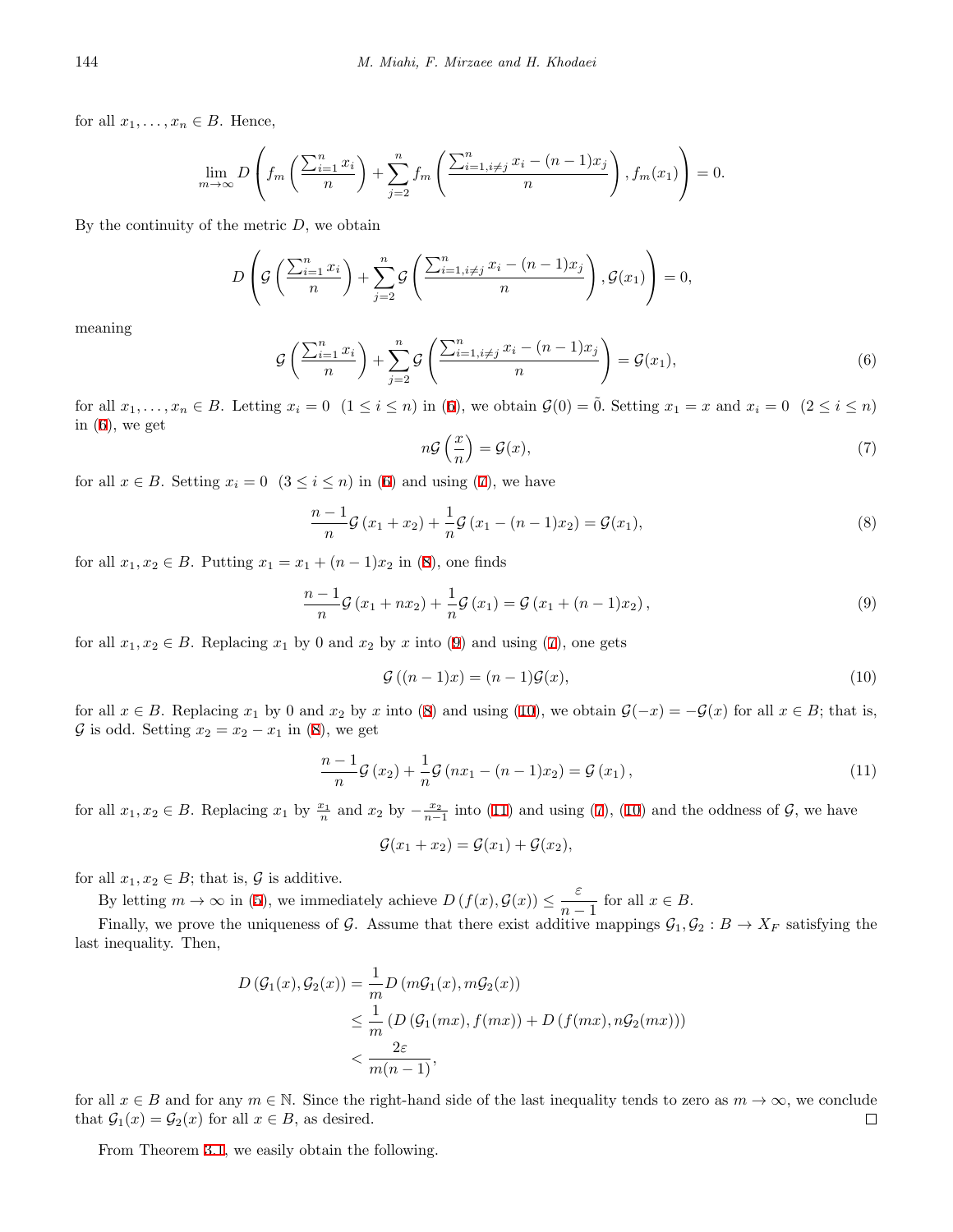for all $x_1, \dots, x_n \in B$. Hence,

$$\lim_{m\to\infty} D\left(f_m\left(\frac{\sum_{i=1}^n x_i}{n}\right) + \sum_{j=2}^n f_m\left(\frac{\sum_{i=1,i\neq j}^n x_i - (n-1)x_j}{n}\right), f_m(x_1)\right) = 0.$$

By the continuity of the metric $D$, we obtain

$$D\left(\mathcal{G}\left(\frac{\sum_{i=1}^n x_i}{n}\right) + \sum_{j=2}^n \mathcal{G}\left(\frac{\sum_{i=1,i\neq j}^n x_i - (n-1)x_j}{n}\right), \mathcal{G}(x_1)\right) = 0,$$

meaning

$$\mathcal{G}\left(\frac{\sum_{i=1}^n x_i}{n}\right) + \sum_{j=2}^n \mathcal{G}\left(\frac{\sum_{i=1,i\neq j}^n x_i - (n-1)x_j}{n}\right) = \mathcal{G}(x_1), \tag{6}$$

for all $x_1, \dots, x_n \in B$. Letting $x_i = 0 \ \ (1 \le i \le n)$ in (6), we obtain $\mathcal{G}(0) = \tilde{0}$. Setting $x_1 = x$ and $x_i = 0 \ \ (2 \le i \le n)$ in (6), we get

$$n\mathcal{G}\left(\frac{x}{n}\right) = \mathcal{G}(x), \tag{7}$$

for all $x \in B$. Setting $x_i = 0 \ \ (3 \le i \le n)$ in (6) and using (7), we have

$$\frac{n-1}{n}\mathcal{G}\left(x_1 + x_2\right) + \frac{1}{n}\mathcal{G}\left(x_1 - (n-1)x_2\right) = \mathcal{G}(x_1), \tag{8}$$

for all $x_1, x_2 \in B$. Putting $x_1 = x_1 + (n-1)x_2$ in (8), one finds

$$\frac{n-1}{n}\mathcal{G}\left(x_1 + nx_2\right) + \frac{1}{n}\mathcal{G}\left(x_1\right) = \mathcal{G}\left(x_1 + (n-1)x_2\right), \tag{9}$$

for all $x_1, x_2 \in B$. Replacing $x_1$ by 0 and $x_2$ by $x$ into (9) and using (7), one gets

$$\mathcal{G}\left((n-1)x\right) = (n-1)\mathcal{G}(x), \tag{10}$$

for all $x \in B$. Replacing $x_1$ by 0 and $x_2$ by $x$ into (8) and using (10), we obtain $\mathcal{G}(-x) = -\mathcal{G}(x)$ for all $x \in B$; that is, $\mathcal{G}$ is odd. Setting $x_2 = x_2 - x_1$ in (8), we get

$$\frac{n-1}{n}\mathcal{G}\left(x_2\right) + \frac{1}{n}\mathcal{G}\left(nx_1 - (n-1)x_2\right) = \mathcal{G}\left(x_1\right), \tag{11}$$

for all $x_1, x_2 \in B$. Replacing $x_1$ by $\frac{x_1}{n}$ and $x_2$ by $-\frac{x_2}{n-1}$ into (11) and using (7), (10) and the oddness of $\mathcal{G}$, we have

$$\mathcal{G}(x_1 + x_2) = \mathcal{G}(x_1) + \mathcal{G}(x_2),$$

for all $x_1, x_2 \in B$; that is, $\mathcal{G}$ is additive.

By letting $m \to \infty$ in (5), we immediately achieve $D\left(f(x), \mathcal{G}(x)\right) \le \dfrac{\varepsilon}{n-1}$ for all $x \in B$.

Finally, we prove the uniqueness of $\mathcal{G}$. Assume that there exist additive mappings $\mathcal{G}_1, \mathcal{G}_2 : B \to X_F$ satisfying the last inequality. Then,

$$\begin{aligned}
D\left(\mathcal{G}_1(x), \mathcal{G}_2(x)\right) &= \frac{1}{m} D\left(m\mathcal{G}_1(x), m\mathcal{G}_2(x)\right) \\
&\le \frac{1}{m}\left(D\left(\mathcal{G}_1(mx), f(mx)\right) + D\left(f(mx), n\mathcal{G}_2(mx)\right)\right) \\
&< \frac{2\varepsilon}{m(n-1)},
\end{aligned}$$

for all $x \in B$ and for any $m \in \mathbb{N}$. Since the right-hand side of the last inequality tends to zero as $m \to \infty$, we conclude that $\mathcal{G}_1(x) = \mathcal{G}_2(x)$ for all $x \in B$, as desired. □

From Theorem 3.1, we easily obtain the following.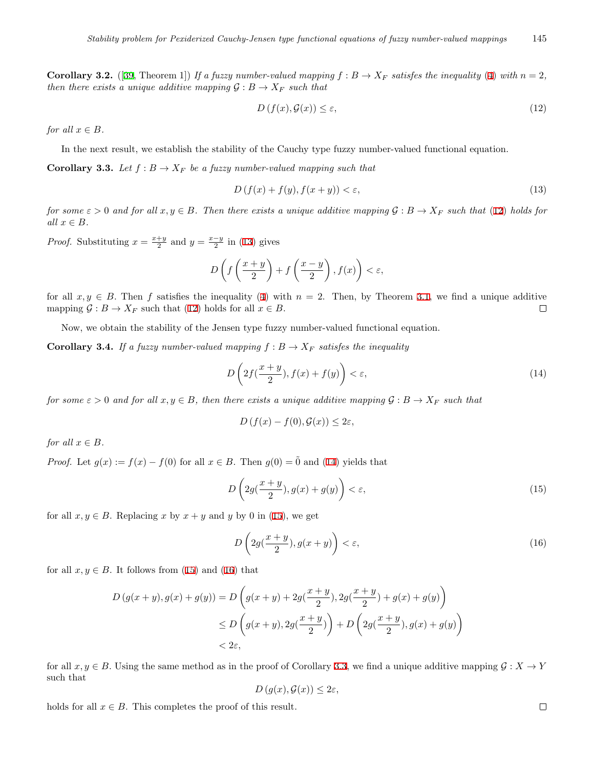**Corollary 3.2.** ([39, Theorem 1]) *If a fuzzy number-valued mapping $f : B \to X_F$ satisfes the inequality (4) with $n = 2$, then there exists a unique additive mapping $\mathcal{G} : B \to X_F$ such that*

$$D\left(f(x), \mathcal{G}(x)\right) \leq \varepsilon, \tag{12}$$

*for all $x \in B$.*

In the next result, we establish the stability of the Cauchy type fuzzy number-valued functional equation.

**Corollary 3.3.** *Let $f : B \to X_F$ be a fuzzy number-valued mapping such that*

$$D\left(f(x) + f(y), f(x+y)\right) < \varepsilon, \tag{13}$$

*for some $\varepsilon > 0$ and for all $x, y \in B$. Then there exists a unique additive mapping $\mathcal{G} : B \to X_F$ such that (12) holds for all $x \in B$.*

*Proof.* Substituting $x = \frac{x+y}{2}$ and $y = \frac{x-y}{2}$ in (13) gives

$$D\left(f\left(\frac{x+y}{2}\right) + f\left(\frac{x-y}{2}\right), f(x)\right) < \varepsilon,$$

for all $x, y \in B$. Then $f$ satisfies the inequality (4) with $n = 2$. Then, by Theorem 3.1, we find a unique additive mapping $\mathcal{G} : B \to X_F$ such that (12) holds for all $x \in B$. □

Now, we obtain the stability of the Jensen type fuzzy number-valued functional equation.

**Corollary 3.4.** *If a fuzzy number-valued mapping $f : B \to X_F$ satisfes the inequality*

$$D\left(2f(\frac{x+y}{2}), f(x) + f(y)\right) < \varepsilon, \tag{14}$$

*for some $\varepsilon > 0$ and for all $x, y \in B$, then there exists a unique additive mapping $\mathcal{G} : B \to X_F$ such that*

$$D\left(f(x) - f(0), \mathcal{G}(x)\right) \leq 2\varepsilon,$$

*for all $x \in B$.*

*Proof.* Let $g(x) := f(x) - f(0)$ for all $x \in B$. Then $g(0) = \tilde{0}$ and (14) yields that

$$D\left(2g(\frac{x+y}{2}), g(x) + g(y)\right) < \varepsilon, \tag{15}$$

for all $x, y \in B$. Replacing $x$ by $x + y$ and $y$ by 0 in (15), we get

$$D\left(2g(\frac{x+y}{2}), g(x+y)\right) < \varepsilon, \tag{16}$$

for all $x, y \in B$. It follows from (15) and (16) that

$$\begin{aligned} D\left(g(x+y), g(x) + g(y)\right) &= D\left(g(x+y) + 2g(\frac{x+y}{2}), 2g(\frac{x+y}{2}) + g(x) + g(y)\right) \\ &\leq D\left(g(x+y), 2g(\frac{x+y}{2})\right) + D\left(2g(\frac{x+y}{2}), g(x) + g(y)\right) \\ &< 2\varepsilon, \end{aligned}$$

for all $x, y \in B$. Using the same method as in the proof of Corollary 3.3, we find a unique additive mapping $\mathcal{G} : X \to Y$ such that

$$D\left(g(x), \mathcal{G}(x)\right) \leq 2\varepsilon,$$

holds for all $x \in B$. This completes the proof of this result. □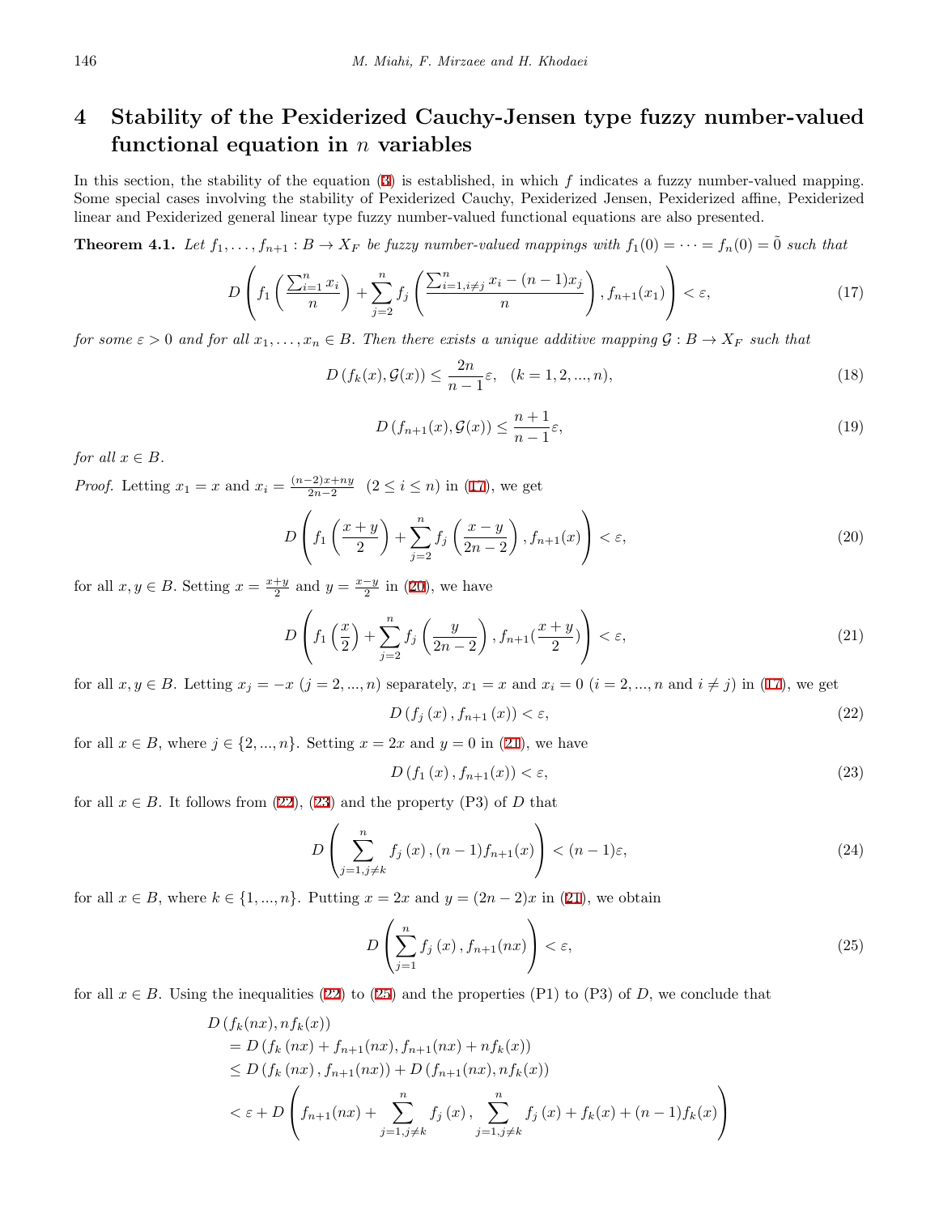## 4 Stability of the Pexiderized Cauchy-Jensen type fuzzy number-valued functional equation in $n$ variables

In this section, the stability of the equation (3) is established, in which $f$ indicates a fuzzy number-valued mapping. Some special cases involving the stability of Pexiderized Cauchy, Pexiderized Jensen, Pexiderized affine, Pexiderized linear and Pexiderized general linear type fuzzy number-valued functional equations are also presented.

**Theorem 4.1.** *Let $f_1, \ldots, f_{n+1} : B \to X_F$ be fuzzy number-valued mappings with $f_1(0) = \cdots = f_n(0) = \tilde{0}$ such that*

$$D\left(f_1\left(\frac{\sum_{i=1}^{n} x_i}{n}\right) + \sum_{j=2}^{n} f_j\left(\frac{\sum_{i=1, i\neq j}^{n} x_i - (n-1)x_j}{n}\right), f_{n+1}(x_1)\right) < \varepsilon, \tag{17}$$

*for some $\varepsilon > 0$ and for all $x_1, \ldots, x_n \in B$. Then there exists a unique additive mapping $\mathcal{G} : B \to X_F$ such that*

$$D\left(f_k(x), \mathcal{G}(x)\right) \leq \frac{2n}{n-1}\varepsilon, \quad (k = 1, 2, ..., n), \tag{18}$$

$$D\left(f_{n+1}(x), \mathcal{G}(x)\right) \leq \frac{n+1}{n-1}\varepsilon, \tag{19}$$

*for all $x \in B$.*

*Proof.* Letting $x_1 = x$ and $x_i = \frac{(n-2)x+ny}{2n-2}$ $(2 \leq i \leq n)$ in (17), we get

$$D\left(f_1\left(\frac{x+y}{2}\right) + \sum_{j=2}^{n} f_j\left(\frac{x-y}{2n-2}\right), f_{n+1}(x)\right) < \varepsilon, \tag{20}$$

for all $x, y \in B$. Setting $x = \frac{x+y}{2}$ and $y = \frac{x-y}{2}$ in (20), we have

$$D\left(f_1\left(\frac{x}{2}\right) + \sum_{j=2}^{n} f_j\left(\frac{y}{2n-2}\right), f_{n+1}(\frac{x+y}{2})\right) < \varepsilon, \tag{21}$$

for all $x, y \in B$. Letting $x_j = -x$ $(j = 2, ..., n)$ separately, $x_1 = x$ and $x_i = 0$ $(i = 2, ..., n$ and $i \neq j)$ in (17), we get

$$D\left(f_j\left(x\right), f_{n+1}\left(x\right)\right) < \varepsilon, \tag{22}$$

for all $x \in B$, where $j \in \{2, ..., n\}$. Setting $x = 2x$ and $y = 0$ in (21), we have

$$D\left(f_1\left(x\right), f_{n+1}(x)\right) < \varepsilon, \tag{23}$$

for all $x \in B$. It follows from (22), (23) and the property (P3) of $D$ that

$$D\left(\sum_{j=1, j\neq k}^{n} f_j\left(x\right), (n-1)f_{n+1}(x)\right) < (n-1)\varepsilon, \tag{24}$$

for all $x \in B$, where $k \in \{1, ..., n\}$. Putting $x = 2x$ and $y = (2n-2)x$ in (21), we obtain

$$D\left(\sum_{j=1}^{n} f_j\left(x\right), f_{n+1}(nx)\right) < \varepsilon, \tag{25}$$

for all $x \in B$. Using the inequalities (22) to (25) and the properties (P1) to (P3) of $D$, we conclude that

$$\begin{aligned}
&D\left(f_k(nx), nf_k(x)\right) \\
&\quad = D\left(f_k\left(nx\right) + f_{n+1}(nx), f_{n+1}(nx) + nf_k(x)\right) \\
&\quad \leq D\left(f_k\left(nx\right), f_{n+1}(nx)\right) + D\left(f_{n+1}(nx), nf_k(x)\right) \\
&\quad < \varepsilon + D\left(f_{n+1}(nx) + \sum_{j=1, j\neq k}^{n} f_j\left(x\right), \sum_{j=1, j\neq k}^{n} f_j\left(x\right) + f_k(x) + (n-1)f_k(x)\right)
\end{aligned}$$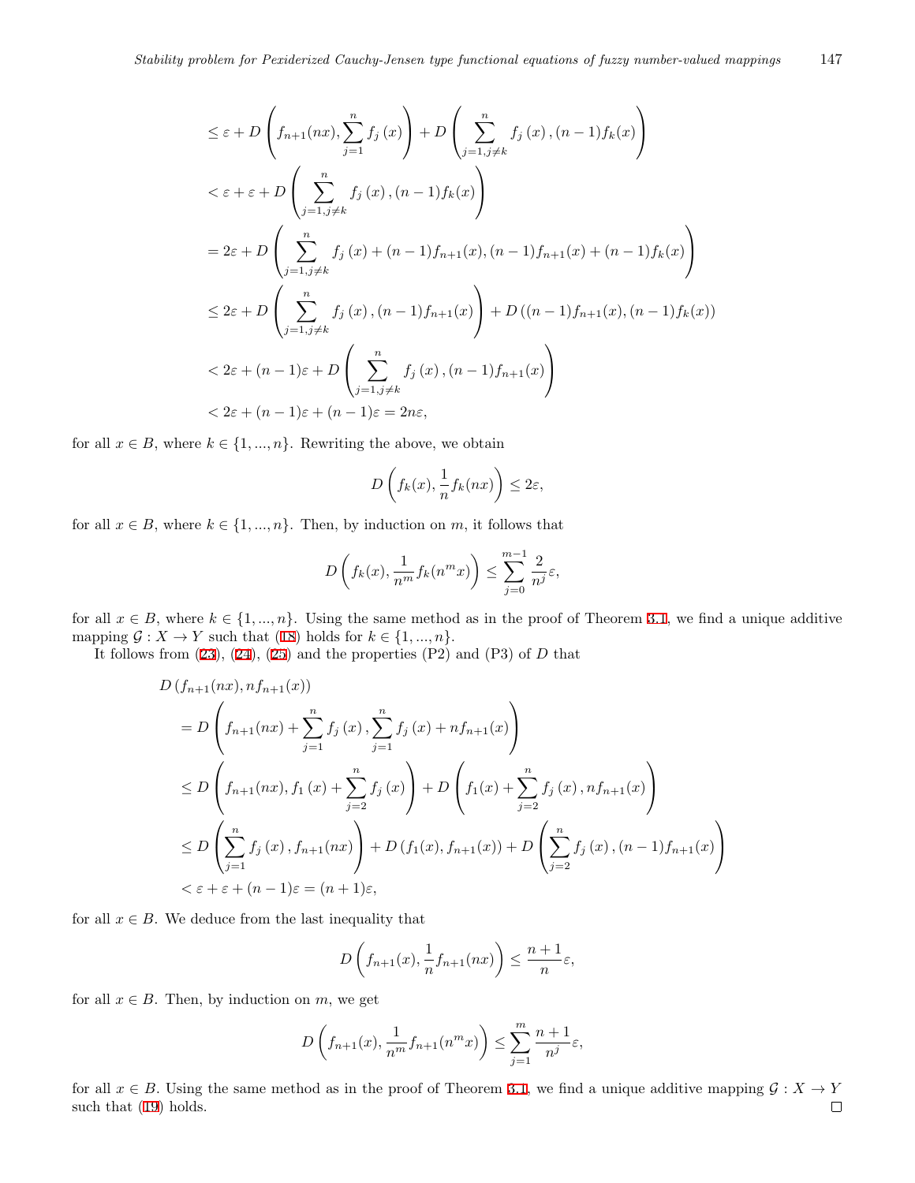$$
\begin{aligned}
&\leq \varepsilon + D\left(f_{n+1}(nx), \sum_{j=1}^{n} f_j\left(x\right)\right) + D\left(\sum_{j=1, j\neq k}^{n} f_j\left(x\right), (n-1)f_k(x)\right) \\
&< \varepsilon + \varepsilon + D\left(\sum_{j=1, j\neq k}^{n} f_j\left(x\right), (n-1)f_k(x)\right) \\
&= 2\varepsilon + D\left(\sum_{j=1, j\neq k}^{n} f_j\left(x\right) + (n-1)f_{n+1}(x), (n-1)f_{n+1}(x) + (n-1)f_k(x)\right) \\
&\leq 2\varepsilon + D\left(\sum_{j=1, j\neq k}^{n} f_j\left(x\right), (n-1)f_{n+1}(x)\right) + D\left((n-1)f_{n+1}(x), (n-1)f_k(x)\right) \\
&< 2\varepsilon + (n-1)\varepsilon + D\left(\sum_{j=1, j\neq k}^{n} f_j\left(x\right), (n-1)f_{n+1}(x)\right) \\
&< 2\varepsilon + (n-1)\varepsilon + (n-1)\varepsilon = 2n\varepsilon,
\end{aligned}
$$

for all $x \in B$, where $k \in \{1, ..., n\}$. Rewriting the above, we obtain

$$
D\left(f_k(x), \frac{1}{n} f_k(nx)\right) \leq 2\varepsilon,
$$

for all $x \in B$, where $k \in \{1, ..., n\}$. Then, by induction on $m$, it follows that

$$
D\left(f_k(x), \frac{1}{n^m} f_k(n^m x)\right) \leq \sum_{j=0}^{m-1} \frac{2}{n^j}\varepsilon,
$$

for all $x \in B$, where $k \in \{1, ..., n\}$. Using the same method as in the proof of Theorem 3.1, we find a unique additive mapping $\mathcal{G} : X \to Y$ such that (18) holds for $k \in \{1, ..., n\}$.

It follows from (23), (24), (25) and the properties (P2) and (P3) of $D$ that

$$
\begin{aligned}
&D\left(f_{n+1}(nx), nf_{n+1}(x)\right) \\
&\quad = D\left(f_{n+1}(nx) + \sum_{j=1}^{n} f_j\left(x\right), \sum_{j=1}^{n} f_j\left(x\right) + nf_{n+1}(x)\right) \\
&\quad \leq D\left(f_{n+1}(nx), f_1\left(x\right) + \sum_{j=2}^{n} f_j\left(x\right)\right) + D\left(f_1(x) + \sum_{j=2}^{n} f_j\left(x\right), nf_{n+1}(x)\right) \\
&\quad \leq D\left(\sum_{j=1}^{n} f_j\left(x\right), f_{n+1}(nx)\right) + D\left(f_1(x), f_{n+1}(x)\right) + D\left(\sum_{j=2}^{n} f_j\left(x\right), (n-1)f_{n+1}(x)\right) \\
&\quad < \varepsilon + \varepsilon + (n-1)\varepsilon = (n+1)\varepsilon,
\end{aligned}
$$

for all $x \in B$. We deduce from the last inequality that

$$
D\left(f_{n+1}(x), \frac{1}{n} f_{n+1}(nx)\right) \leq \frac{n+1}{n}\varepsilon,
$$

for all $x \in B$. Then, by induction on $m$, we get

$$
D\left(f_{n+1}(x), \frac{1}{n^m} f_{n+1}(n^m x)\right) \leq \sum_{j=1}^{m} \frac{n+1}{n^j}\varepsilon,
$$

for all $x \in B$. Using the same method as in the proof of Theorem 3.1, we find a unique additive mapping $\mathcal{G} : X \to Y$ such that (19) holds. $\square$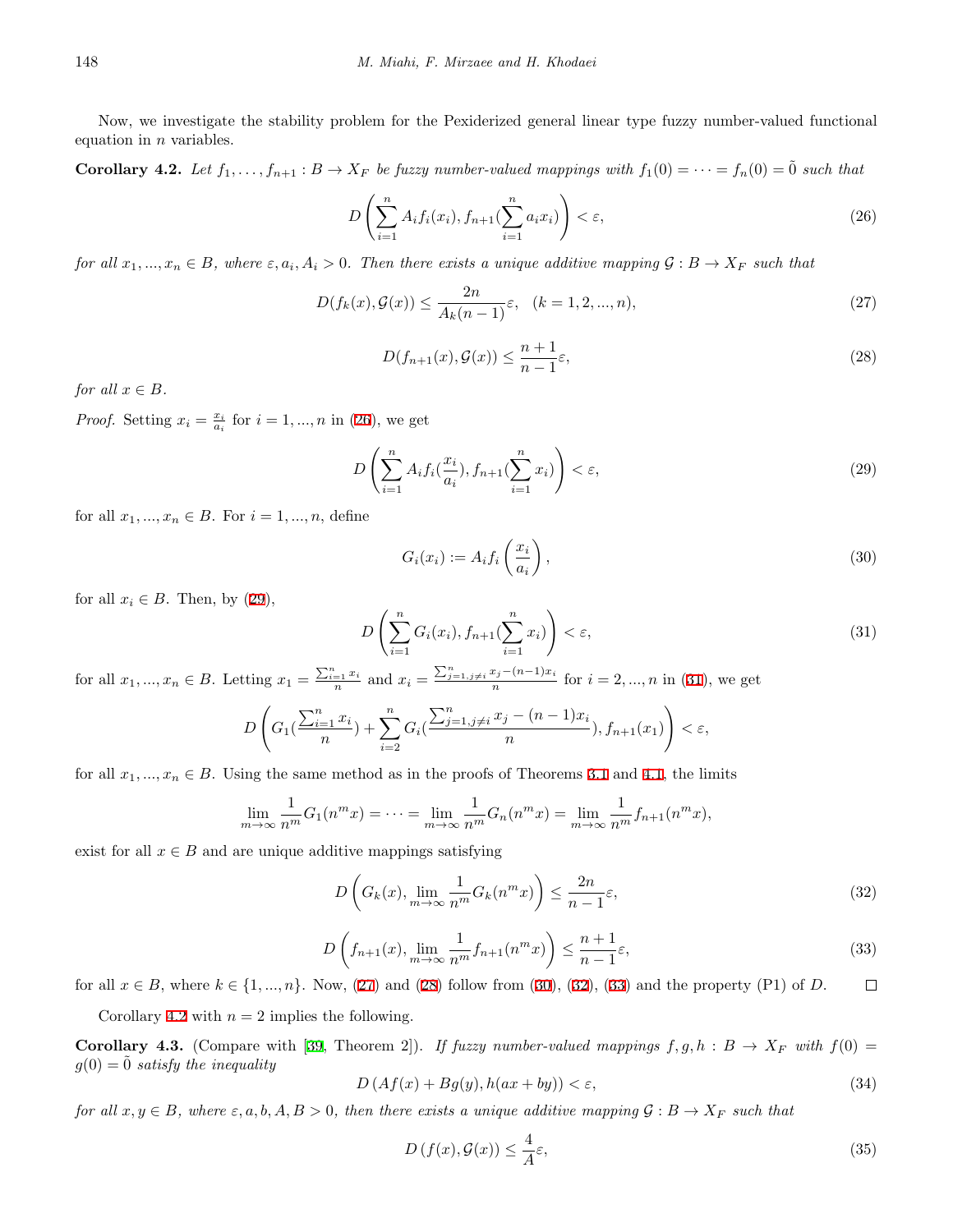Now, we investigate the stability problem for the Pexiderized general linear type fuzzy number-valued functional equation in $n$ variables.

**Corollary 4.2.** *Let $f_1, \dots, f_{n+1} : B \to X_F$ be fuzzy number-valued mappings with $f_1(0) = \cdots = f_n(0) = \tilde{0}$ such that*

$$D\left(\sum_{i=1}^{n} A_i f_i(x_i), f_{n+1}(\sum_{i=1}^{n} a_i x_i)\right) < \varepsilon, \tag{26}$$

*for all $x_1, ..., x_n \in B$, where $\varepsilon, a_i, A_i > 0$. Then there exists a unique additive mapping $\mathcal{G} : B \to X_F$ such that*

$$D(f_k(x), \mathcal{G}(x)) \leq \frac{2n}{A_k(n-1)}\varepsilon, \quad (k = 1, 2, ..., n), \tag{27}$$

$$D(f_{n+1}(x), \mathcal{G}(x)) \leq \frac{n+1}{n-1}\varepsilon, \tag{28}$$

*for all $x \in B$.*

*Proof.* Setting $x_i = \frac{x_i}{a_i}$ for $i = 1, ..., n$ in (26), we get

$$D\left(\sum_{i=1}^{n} A_i f_i(\frac{x_i}{a_i}), f_{n+1}(\sum_{i=1}^{n} x_i)\right) < \varepsilon, \tag{29}$$

for all $x_1, ..., x_n \in B$. For $i = 1, ..., n$, define

$$G_i(x_i) := A_i f_i\left(\frac{x_i}{a_i}\right), \tag{30}$$

for all $x_i \in B$. Then, by (29),

$$D\left(\sum_{i=1}^{n} G_i(x_i), f_{n+1}(\sum_{i=1}^{n} x_i)\right) < \varepsilon, \tag{31}$$

for all $x_1, ..., x_n \in B$. Letting $x_1 = \frac{\sum_{i=1}^{n} x_i}{n}$ and $x_i = \frac{\sum_{j=1, j\neq i}^{n} x_j - (n-1)x_i}{n}$ for $i = 2, ..., n$ in (31), we get

$$D\left(G_1(\frac{\sum_{i=1}^{n} x_i}{n}) + \sum_{i=2}^{n} G_i(\frac{\sum_{j=1, j\neq i}^{n} x_j - (n-1)x_i}{n}), f_{n+1}(x_1)\right) < \varepsilon,$$

for all $x_1, ..., x_n \in B$. Using the same method as in the proofs of Theorems 3.1 and 4.1, the limits

$$\lim_{m\to\infty} \frac{1}{n^m} G_1(n^m x) = \cdots = \lim_{m\to\infty} \frac{1}{n^m} G_n(n^m x) = \lim_{m\to\infty} \frac{1}{n^m} f_{n+1}(n^m x),$$

exist for all $x \in B$ and are unique additive mappings satisfying

$$D\left(G_k(x), \lim_{m\to\infty} \frac{1}{n^m} G_k(n^m x)\right) \leq \frac{2n}{n-1}\varepsilon, \tag{32}$$

$$D\left(f_{n+1}(x), \lim_{m\to\infty} \frac{1}{n^m} f_{n+1}(n^m x)\right) \leq \frac{n+1}{n-1}\varepsilon, \tag{33}$$

for all $x \in B$, where $k \in \{1, ..., n\}$. Now, (27) and (28) follow from (30), (32), (33) and the property (P1) of $D$. $\square$

Corollary 4.2 with $n = 2$ implies the following.

**Corollary 4.3.** (Compare with [39, Theorem 2]). *If fuzzy number-valued mappings $f, g, h : B \to X_F$ with $f(0) = g(0) = \tilde{0}$ satisfy the inequality*

$$D\left(Af(x) + Bg(y), h(ax + by)\right) < \varepsilon, \tag{34}$$

*for all $x, y \in B$, where $\varepsilon, a, b, A, B > 0$, then there exists a unique additive mapping $\mathcal{G} : B \to X_F$ such that*

$$D\left(f(x), \mathcal{G}(x)\right) \leq \frac{4}{A}\varepsilon, \tag{35}$$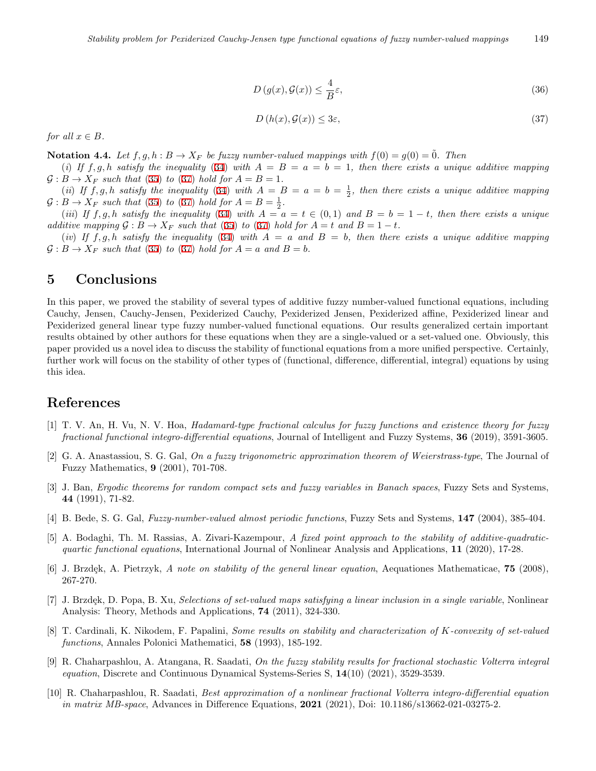$$D\left(g(x), \mathcal{G}(x)\right) \leq \frac{4}{B}\varepsilon, \tag{36}$$

$$D\left(h(x), \mathcal{G}(x)\right) \leq 3\varepsilon, \tag{37}$$

*for all $x \in B$.*

**Notation 4.4.** *Let $f, g, h : B \to X_F$ be fuzzy number-valued mappings with $f(0) = g(0) = \tilde{0}$. Then*

(*i*) *If $f, g, h$ satisfy the inequality (34) with $A = B = a = b = 1$, then there exists a unique additive mapping $\mathcal{G} : B \to X_F$ such that (35) to (37) hold for $A = B = 1$.*

(*ii*) *If $f, g, h$ satisfy the inequality (34) with $A = B = a = b = \frac{1}{2}$, then there exists a unique additive mapping $\mathcal{G} : B \to X_F$ such that (35) to (37) hold for $A = B = \frac{1}{2}$.*

(*iii*) *If $f, g, h$ satisfy the inequality (34) with $A = a = t \in (0, 1)$ and $B = b = 1 - t$, then there exists a unique additive mapping $\mathcal{G} : B \to X_F$ such that (35) to (37) hold for $A = t$ and $B = 1 - t$.*

(*iv*) *If $f, g, h$ satisfy the inequality (34) with $A = a$ and $B = b$, then there exists a unique additive mapping $\mathcal{G} : B \to X_F$ such that (35) to (37) hold for $A = a$ and $B = b$.*

## 5 Conclusions

In this paper, we proved the stability of several types of additive fuzzy number-valued functional equations, including Cauchy, Jensen, Cauchy-Jensen, Pexiderized Cauchy, Pexiderized Jensen, Pexiderized affine, Pexiderized linear and Pexiderized general linear type fuzzy number-valued functional equations. Our results generalized certain important results obtained by other authors for these equations when they are a single-valued or a set-valued one. Obviously, this paper provided us a novel idea to discuss the stability of functional equations from a more unified perspective. Certainly, further work will focus on the stability of other types of (functional, difference, differential, integral) equations by using this idea.

## References

[1] T. V. An, H. Vu, N. V. Hoa, *Hadamard-type fractional calculus for fuzzy functions and existence theory for fuzzy fractional functional integro-differential equations*, Journal of Intelligent and Fuzzy Systems, **36** (2019), 3591-3605.

[2] G. A. Anastassiou, S. G. Gal, *On a fuzzy trigonometric approximation theorem of Weierstrass-type*, The Journal of Fuzzy Mathematics, **9** (2001), 701-708.

[3] J. Ban, *Ergodic theorems for random compact sets and fuzzy variables in Banach spaces*, Fuzzy Sets and Systems, **44** (1991), 71-82.

[4] B. Bede, S. G. Gal, *Fuzzy-number-valued almost periodic functions*, Fuzzy Sets and Systems, **147** (2004), 385-404.

[5] A. Bodaghi, Th. M. Rassias, A. Zivari-Kazempour, *A fixed point approach to the stability of additive-quadratic-quartic functional equations*, International Journal of Nonlinear Analysis and Applications, **11** (2020), 17-28.

[6] J. Brzdęk, A. Pietrzyk, *A note on stability of the general linear equation*, Aequationes Mathematicae, **75** (2008), 267-270.

[7] J. Brzdęk, D. Popa, B. Xu, *Selections of set-valued maps satisfying a linear inclusion in a single variable*, Nonlinear Analysis: Theory, Methods and Applications, **74** (2011), 324-330.

[8] T. Cardinali, K. Nikodem, F. Papalini, *Some results on stability and characterization of K-convexity of set-valued functions*, Annales Polonici Mathematici, **58** (1993), 185-192.

[9] R. Chaharpashlou, A. Atangana, R. Saadati, *On the fuzzy stability results for fractional stochastic Volterra integral equation*, Discrete and Continuous Dynamical Systems-Series S, **14**(10) (2021), 3529-3539.

[10] R. Chaharpashlou, R. Saadati, *Best approximation of a nonlinear fractional Volterra integro-differential equation in matrix MB-space*, Advances in Difference Equations, **2021** (2021), Doi: 10.1186/s13662-021-03275-2.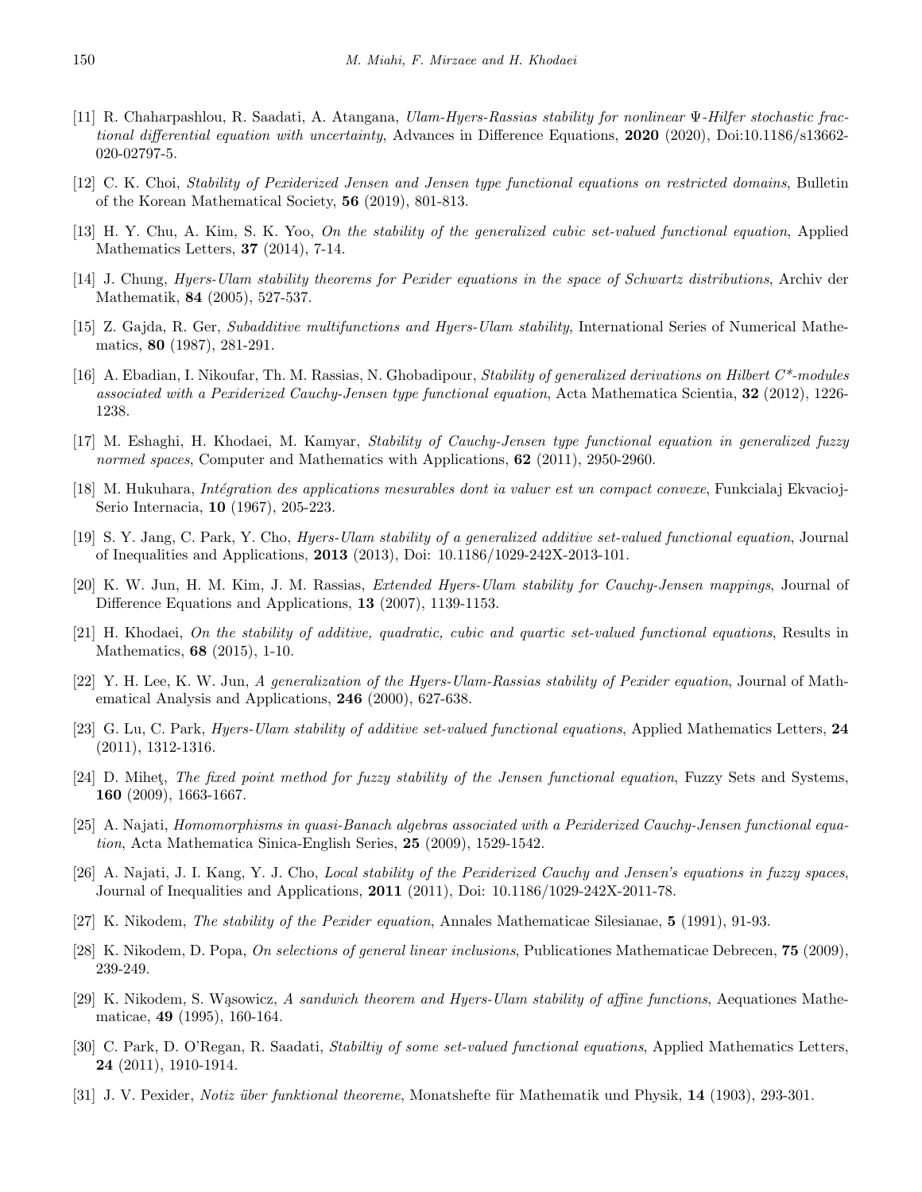[11] R. Chaharpashlou, R. Saadati, A. Atangana, *Ulam-Hyers-Rassias stability for nonlinear $\Psi$-Hilfer stochastic fractional differential equation with uncertainty*, Advances in Difference Equations, **2020** (2020), Doi:10.1186/s13662-020-02797-5.

[12] C. K. Choi, *Stability of Pexiderized Jensen and Jensen type functional equations on restricted domains*, Bulletin of the Korean Mathematical Society, **56** (2019), 801-813.

[13] H. Y. Chu, A. Kim, S. K. Yoo, *On the stability of the generalized cubic set-valued functional equation*, Applied Mathematics Letters, **37** (2014), 7-14.

[14] J. Chung, *Hyers-Ulam stability theorems for Pexider equations in the space of Schwartz distributions*, Archiv der Mathematik, **84** (2005), 527-537.

[15] Z. Gajda, R. Ger, *Subadditive multifunctions and Hyers-Ulam stability*, International Series of Numerical Mathematics, **80** (1987), 281-291.

[16] A. Ebadian, I. Nikoufar, Th. M. Rassias, N. Ghobadipour, *Stability of generalized derivations on Hilbert C\*-modules associated with a Pexiderized Cauchy-Jensen type functional equation*, Acta Mathematica Scientia, **32** (2012), 1226-1238.

[17] M. Eshaghi, H. Khodaei, M. Kamyar, *Stability of Cauchy-Jensen type functional equation in generalized fuzzy normed spaces*, Computer and Mathematics with Applications, **62** (2011), 2950-2960.

[18] M. Hukuhara, *Intégration des applications mesurables dont ia valuer est un compact convexe*, Funkcialaj Ekvacioj-Serio Internacia, **10** (1967), 205-223.

[19] S. Y. Jang, C. Park, Y. Cho, *Hyers-Ulam stability of a generalized additive set-valued functional equation*, Journal of Inequalities and Applications, **2013** (2013), Doi: 10.1186/1029-242X-2013-101.

[20] K. W. Jun, H. M. Kim, J. M. Rassias, *Extended Hyers-Ulam stability for Cauchy-Jensen mappings*, Journal of Difference Equations and Applications, **13** (2007), 1139-1153.

[21] H. Khodaei, *On the stability of additive, quadratic, cubic and quartic set-valued functional equations*, Results in Mathematics, **68** (2015), 1-10.

[22] Y. H. Lee, K. W. Jun, *A generalization of the Hyers-Ulam-Rassias stability of Pexider equation*, Journal of Mathematical Analysis and Applications, **246** (2000), 627-638.

[23] G. Lu, C. Park, *Hyers-Ulam stability of additive set-valued functional equations*, Applied Mathematics Letters, **24** (2011), 1312-1316.

[24] D. Miheţ, *The fixed point method for fuzzy stability of the Jensen functional equation*, Fuzzy Sets and Systems, **160** (2009), 1663-1667.

[25] A. Najati, *Homomorphisms in quasi-Banach algebras associated with a Pexiderized Cauchy-Jensen functional equation*, Acta Mathematica Sinica-English Series, **25** (2009), 1529-1542.

[26] A. Najati, J. I. Kang, Y. J. Cho, *Local stability of the Pexiderized Cauchy and Jensen's equations in fuzzy spaces*, Journal of Inequalities and Applications, **2011** (2011), Doi: 10.1186/1029-242X-2011-78.

[27] K. Nikodem, *The stability of the Pexider equation*, Annales Mathematicae Silesianae, **5** (1991), 91-93.

[28] K. Nikodem, D. Popa, *On selections of general linear inclusions*, Publicationes Mathematicae Debrecen, **75** (2009), 239-249.

[29] K. Nikodem, S. Wąsowicz, *A sandwich theorem and Hyers-Ulam stability of affine functions*, Aequationes Mathematicae, **49** (1995), 160-164.

[30] C. Park, D. O'Regan, R. Saadati, *Stabiltiy of some set-valued functional equations*, Applied Mathematics Letters, **24** (2011), 1910-1914.

[31] J. V. Pexider, *Notiz über funktional theoreme*, Monatshefte für Mathematik und Physik, **14** (1903), 293-301.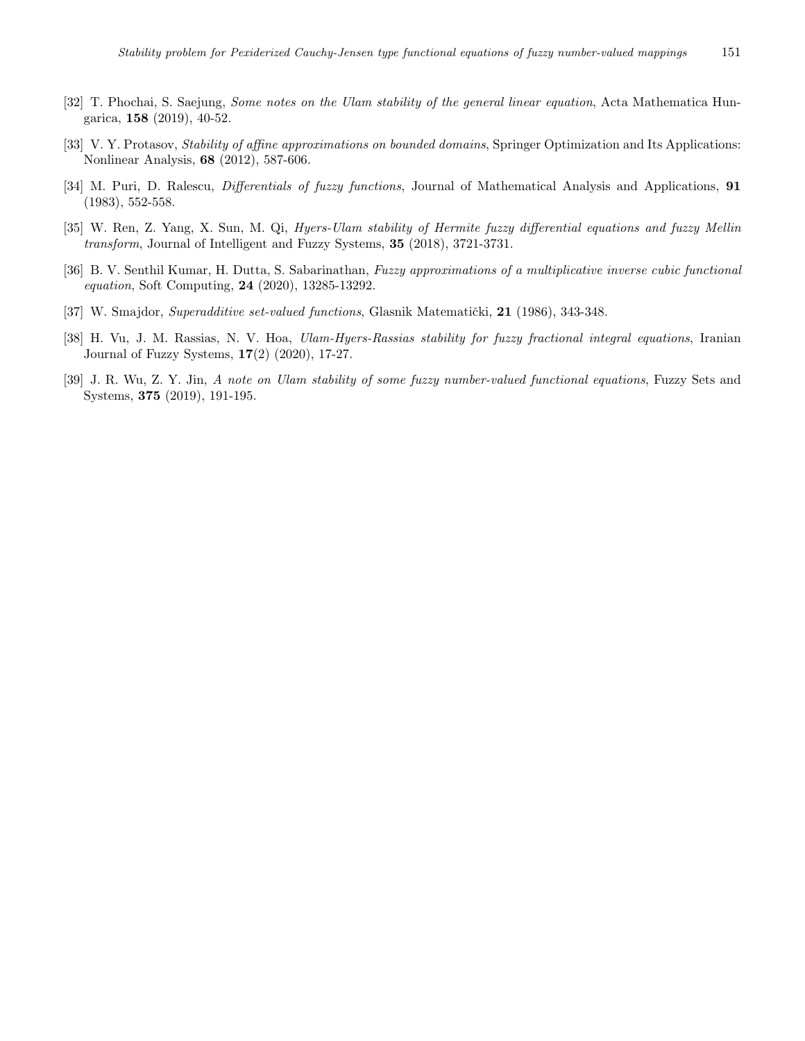[32] T. Phochai, S. Saejung, *Some notes on the Ulam stability of the general linear equation*, Acta Mathematica Hungarica, **158** (2019), 40-52.

[33] V. Y. Protasov, *Stability of affine approximations on bounded domains*, Springer Optimization and Its Applications: Nonlinear Analysis, **68** (2012), 587-606.

[34] M. Puri, D. Ralescu, *Differentials of fuzzy functions*, Journal of Mathematical Analysis and Applications, **91** (1983), 552-558.

[35] W. Ren, Z. Yang, X. Sun, M. Qi, *Hyers-Ulam stability of Hermite fuzzy differential equations and fuzzy Mellin transform*, Journal of Intelligent and Fuzzy Systems, **35** (2018), 3721-3731.

[36] B. V. Senthil Kumar, H. Dutta, S. Sabarinathan, *Fuzzy approximations of a multiplicative inverse cubic functional equation*, Soft Computing, **24** (2020), 13285-13292.

[37] W. Smajdor, *Superadditive set-valued functions*, Glasnik Matematički, **21** (1986), 343-348.

[38] H. Vu, J. M. Rassias, N. V. Hoa, *Ulam-Hyers-Rassias stability for fuzzy fractional integral equations*, Iranian Journal of Fuzzy Systems, **17**(2) (2020), 17-27.

[39] J. R. Wu, Z. Y. Jin, *A note on Ulam stability of some fuzzy number-valued functional equations*, Fuzzy Sets and Systems, **375** (2019), 191-195.